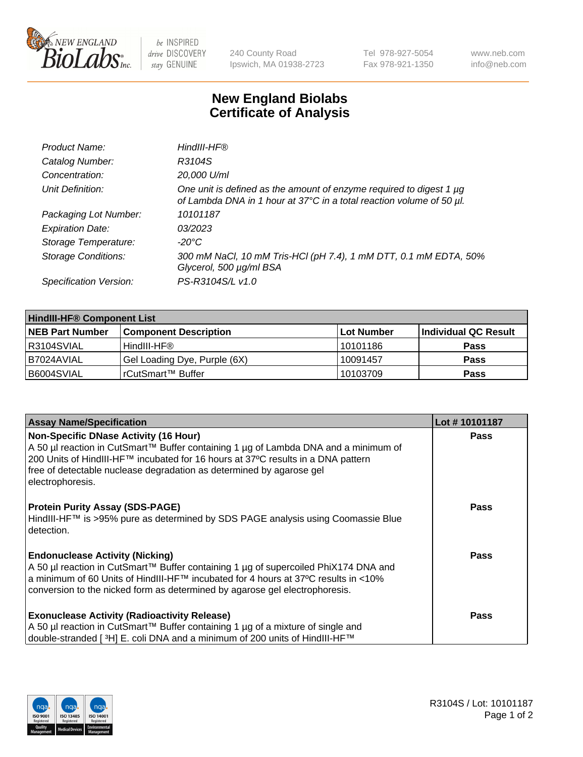New England BioLabs Inc. — be INSPIRED drive DISCOVERY stay GENUINE

240 County Road
Ipswich, MA 01938-2723

Tel 978-927-5054
Fax 978-921-1350

www.neb.com
info@neb.com

# New England Biolabs
# Certificate of Analysis

| | |
|---|---|
| *Product Name:* | *HindIII-HF®* |
| *Catalog Number:* | *R3104S* |
| *Concentration:* | *20,000 U/ml* |
| *Unit Definition:* | *One unit is defined as the amount of enzyme required to digest 1 µg of Lambda DNA in 1 hour at 37°C in a total reaction volume of 50 µl.* |
| *Packaging Lot Number:* | *10101187* |
| *Expiration Date:* | *03/2023* |
| *Storage Temperature:* | *-20°C* |
| *Storage Conditions:* | *300 mM NaCl, 10 mM Tris-HCl (pH 7.4), 1 mM DTT, 0.1 mM EDTA, 50% Glycerol, 500 µg/ml BSA* |
| *Specification Version:* | *PS-R3104S/L v1.0* |

| **HindIII-HF® Component List** | | | |
|---|---|---|---|
| **NEB Part Number** | **Component Description** | **Lot Number** | **Individual QC Result** |
| R3104SVIAL | HindIII-HF® | 10101186 | **Pass** |
| B7024AVIAL | Gel Loading Dye, Purple (6X) | 10091457 | **Pass** |
| B6004SVIAL | rCutSmart™ Buffer | 10103709 | **Pass** |

| **Assay Name/Specification** | **Lot # 10101187** |
|---|---|
| **Non-Specific DNase Activity (16 Hour)** A 50 µl reaction in CutSmart™ Buffer containing 1 µg of Lambda DNA and a minimum of 200 Units of HindIII-HF™ incubated for 16 hours at 37ºC results in a DNA pattern free of detectable nuclease degradation as determined by agarose gel electrophoresis. | **Pass** |
| **Protein Purity Assay (SDS-PAGE)** HindIII-HF™ is >95% pure as determined by SDS PAGE analysis using Coomassie Blue detection. | **Pass** |
| **Endonuclease Activity (Nicking)** A 50 µl reaction in CutSmart™ Buffer containing 1 µg of supercoiled PhiX174 DNA and a minimum of 60 Units of HindIII-HF™ incubated for 4 hours at 37ºC results in <10% conversion to the nicked form as determined by agarose gel electrophoresis. | **Pass** |
| **Exonuclease Activity (Radioactivity Release)** A 50 µl reaction in CutSmart™ Buffer containing 1 µg of a mixture of single and double-stranded [ $^3$H] E. coli DNA and a minimum of 200 units of HindIII-HF™ | **Pass** |

R3104S / Lot: 10101187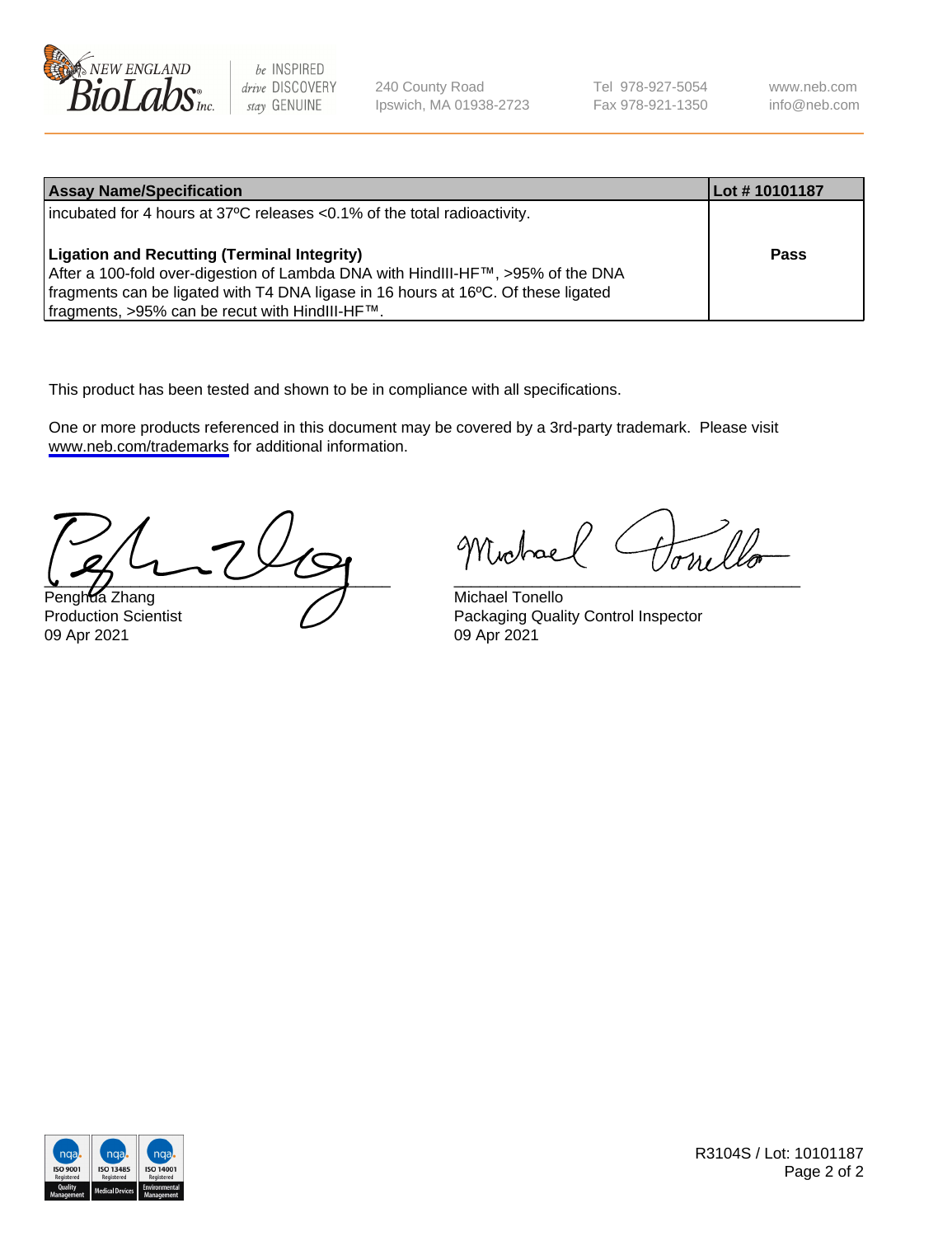| Assay Name/Specification | Lot # 10101187 |
|---|---|
| incubated for 4 hours at 37ºC releases <0.1% of the total radioactivity. | |
| **Ligation and Recutting (Terminal Integrity)**<br>After a 100-fold over-digestion of Lambda DNA with HindIII-HF™, >95% of the DNA fragments can be ligated with T4 DNA ligase in 16 hours at 16ºC. Of these ligated fragments, >95% can be recut with HindIII-HF™. | **Pass** |

This product has been tested and shown to be in compliance with all specifications.

One or more products referenced in this document may be covered by a 3rd-party trademark. Please visit www.neb.com/trademarks for additional information.

Penghua Zhang
Production Scientist
09 Apr 2021

Michael Tonello
Packaging Quality Control Inspector
09 Apr 2021

R3104S / Lot: 10101187